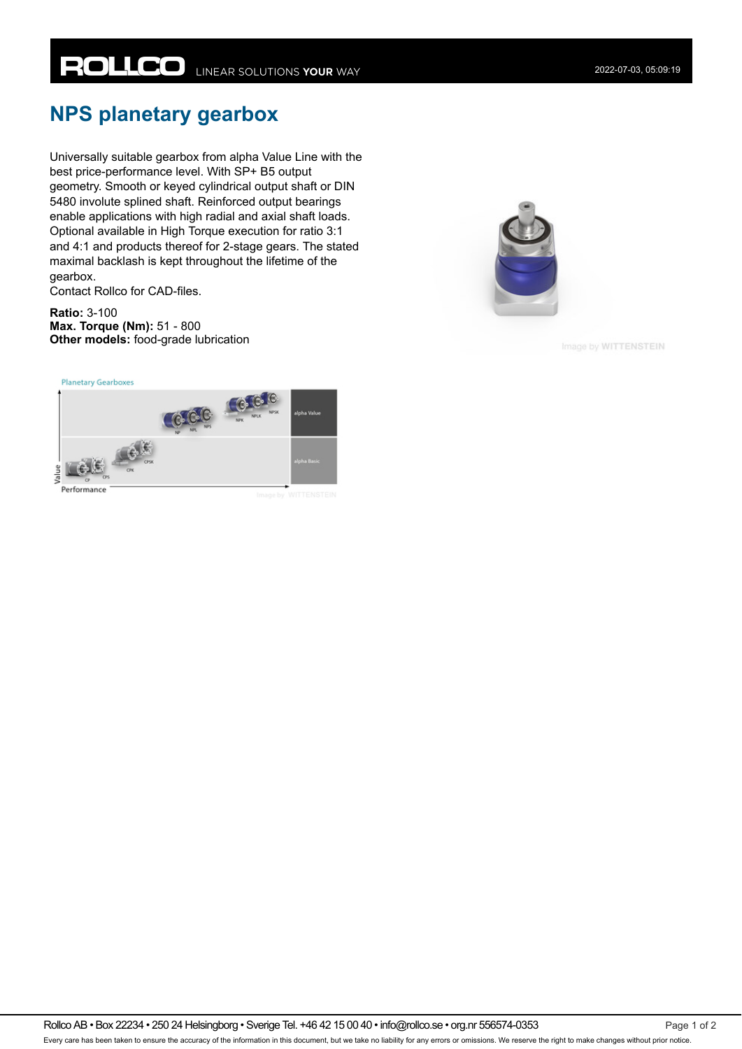# NPS planetary gearbox

Universally suitable gearbox from alpha Value Line with the best price-performance level. With SP+ B5 output geometry. Smooth or keyed cylindrical output shaft or DIN 5480 involute splined shaft. Reinforced output bearings enable applications with high radial and axial shaft loads. Optional available in High Torque execution for ratio 3:1 and 4:1 and products thereof for 2-stage gears. The stated maximal backlash is kept throughout the lifetime of the gearbox.
Contact Rollco for CAD-files.

**Ratio:** 3-100
**Max. Torque (Nm):** 51 - 800
**Other models:** food-grade lubrication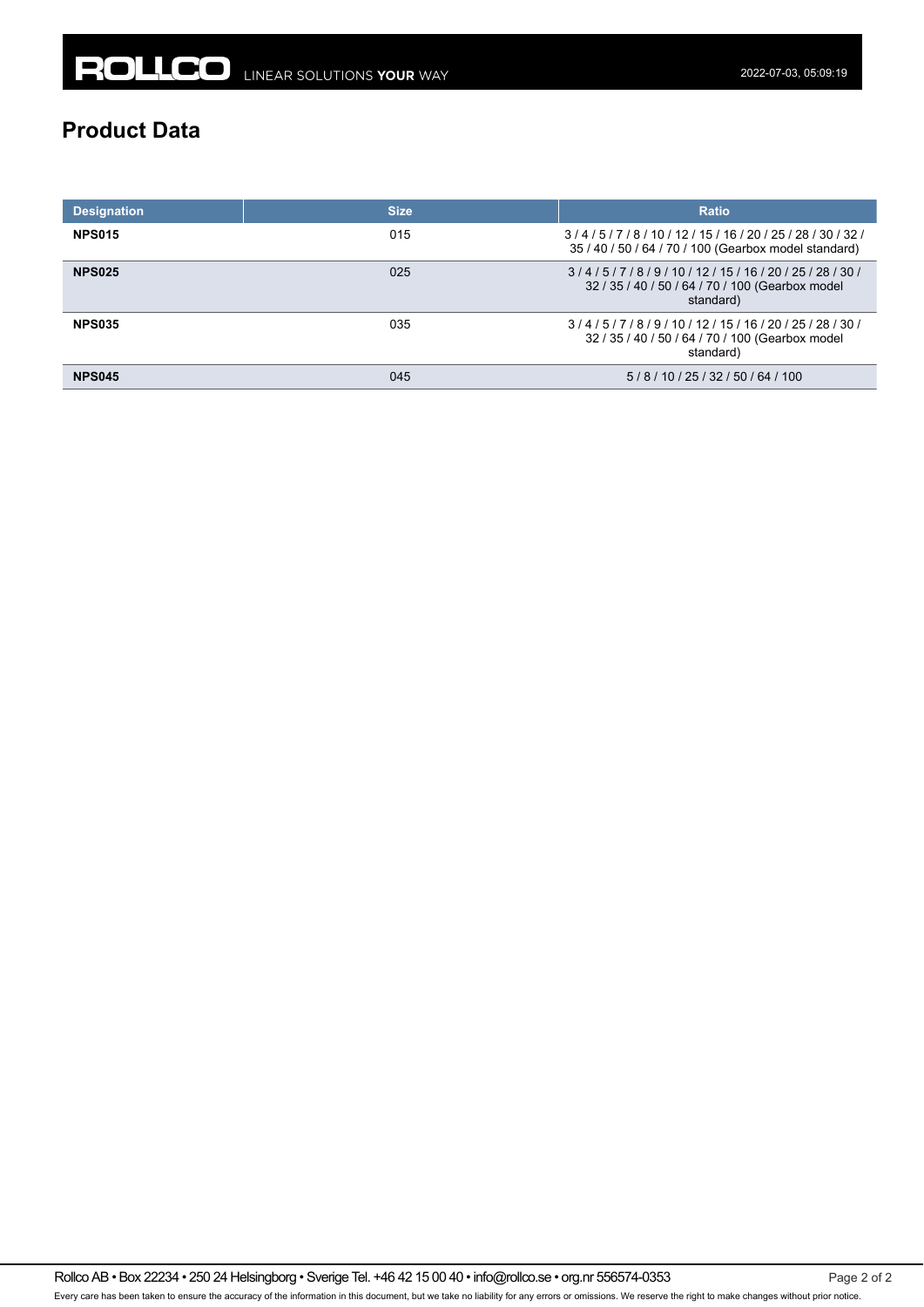## Product Data

| Designation | Size | Ratio |
|---|---|---|
| **NPS015** | 015 | 3 / 4 / 5 / 7 / 8 / 10 / 12 / 15 / 16 / 20 / 25 / 28 / 30 / 32 / 35 / 40 / 50 / 64 / 70 / 100 (Gearbox model standard) |
| **NPS025** | 025 | 3 / 4 / 5 / 7 / 8 / 9 / 10 / 12 / 15 / 16 / 20 / 25 / 28 / 30 / 32 / 35 / 40 / 50 / 64 / 70 / 100 (Gearbox model standard) |
| **NPS035** | 035 | 3 / 4 / 5 / 7 / 8 / 9 / 10 / 12 / 15 / 16 / 20 / 25 / 28 / 30 / 32 / 35 / 40 / 50 / 64 / 70 / 100 (Gearbox model standard) |
| **NPS045** | 045 | 5 / 8 / 10 / 25 / 32 / 50 / 64 / 100 |